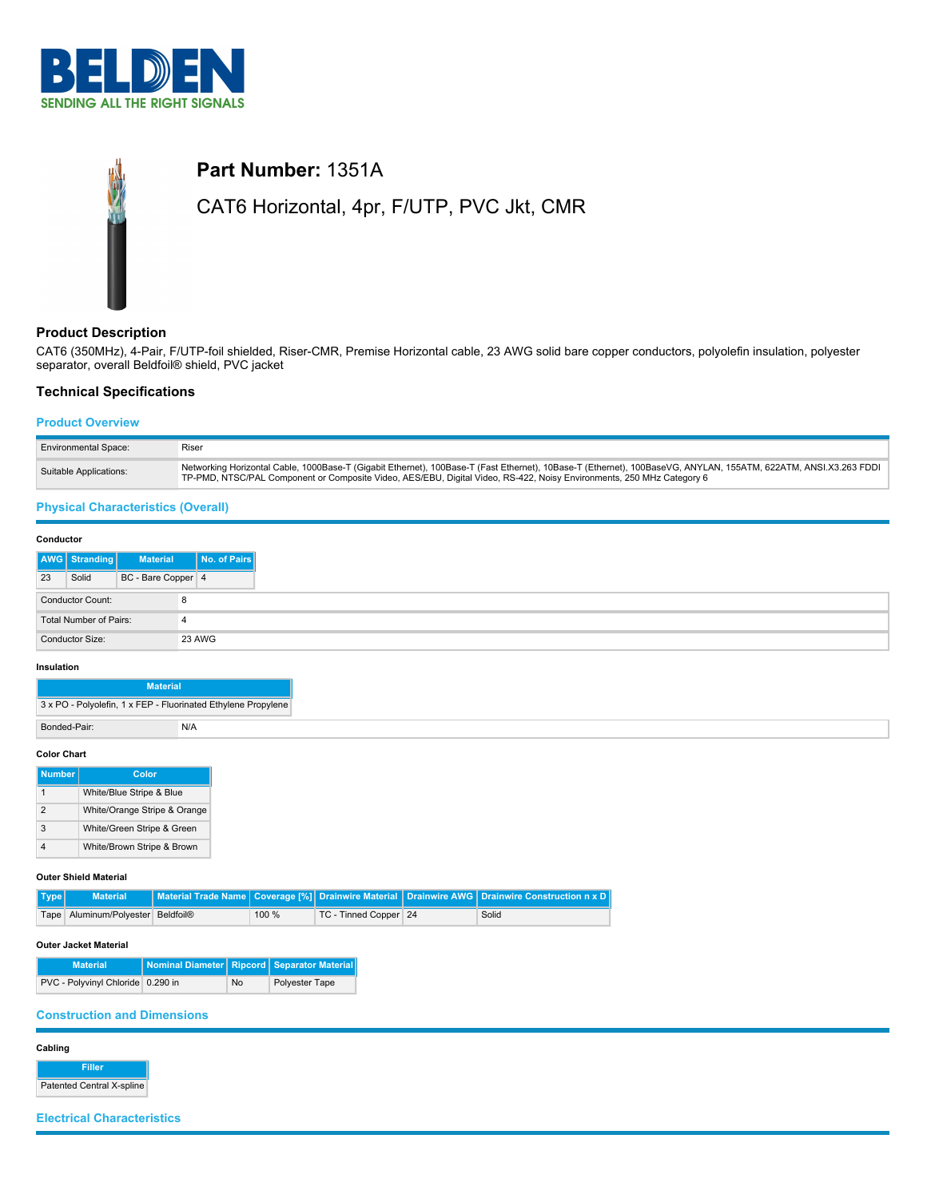BELDEN
SENDING ALL THE RIGHT SIGNALS

# Part Number: 1351A

CAT6 Horizontal, 4pr, F/UTP, PVC Jkt, CMR

## Product Description

CAT6 (350MHz), 4-Pair, F/UTP-foil shielded, Riser-CMR, Premise Horizontal cable, 23 AWG solid bare copper conductors, polyolefin insulation, polyester separator, overall Beldfoil® shield, PVC jacket

## Technical Specifications

### Product Overview

| | |
|---|---|
| Environmental Space: | Riser |
| Suitable Applications: | Networking Horizontal Cable, 1000Base-T (Gigabit Ethernet), 100Base-T (Fast Ethernet), 10Base-T (Ethernet), 100BaseVG, ANYLAN, 155ATM, 622ATM, ANSI.X3.263 FDDI TP-PMD, NTSC/PAL Component or Composite Video, AES/EBU, Digital Video, RS-422, Noisy Environments, 250 MHz Category 6 |

### Physical Characteristics (Overall)

#### Conductor

| AWG | Stranding | Material | No. of Pairs |
|---|---|---|---|
| 23 | Solid | BC - Bare Copper | 4 |

| | |
|---|---|
| Conductor Count: | 8 |
| Total Number of Pairs: | 4 |
| Conductor Size: | 23 AWG |

#### Insulation

| Material |
|---|
| 3 x PO - Polyolefin, 1 x FEP - Fluorinated Ethylene Propylene |

| | |
|---|---|
| Bonded-Pair: | N/A |

#### Color Chart

| Number | Color |
|---|---|
| 1 | White/Blue Stripe & Blue |
| 2 | White/Orange Stripe & Orange |
| 3 | White/Green Stripe & Green |
| 4 | White/Brown Stripe & Brown |

#### Outer Shield Material

| Type | Material | Material Trade Name | Coverage [%] | Drainwire Material | Drainwire AWG | Drainwire Construction n x D |
|---|---|---|---|---|---|---|
| Tape | Aluminum/Polyester | Beldfoil® | 100 % | TC - Tinned Copper | 24 | Solid |

#### Outer Jacket Material

| Material | Nominal Diameter | Ripcord | Separator Material |
|---|---|---|---|
| PVC - Polyvinyl Chloride | 0.290 in | No | Polyester Tape |

### Construction and Dimensions

#### Cabling

| Filler |
|---|
| Patented Central X-spline |

### Electrical Characteristics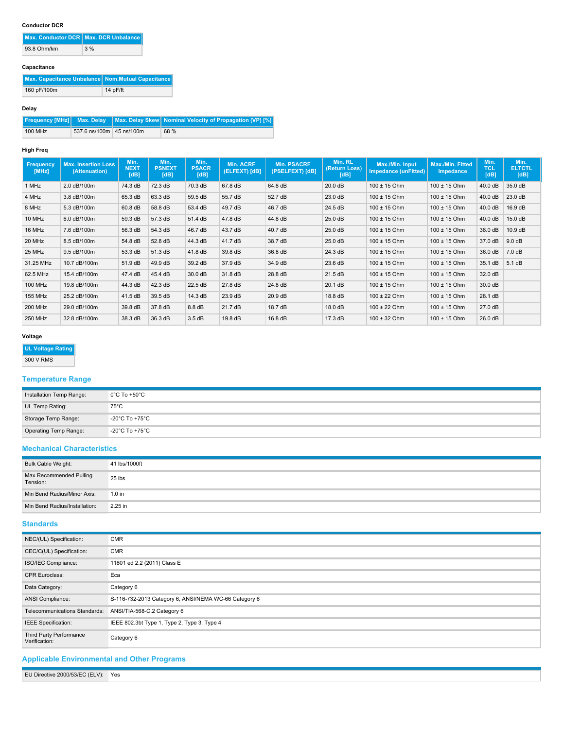#### Conductor DCR

| Max. Conductor DCR | Max. DCR Unbalance |
|---|---|
| 93.8 Ohm/km | 3 % |

#### Capacitance

| Max. Capacitance Unbalance | Nom.Mutual Capacitance |
|---|---|
| 160 pF/100m | 14 pF/ft |

#### Delay

| Frequency [MHz] | Max. Delay | Max. Delay Skew | Nominal Velocity of Propagation (VP) [%] |
|---|---|---|---|
| 100 MHz | 537.6 ns/100m | 45 ns/100m | 68 % |

#### High Freq

| Frequency [MHz] | Max. Insertion Loss (Attenuation) | Min. NEXT [dB] | Min. PSNEXT [dB] | Min. PSACR [dB] | Min. ACRF (ELFEXT) [dB] | Min. PSACRF (PSELFEXT) [dB] | Min. RL (Return Loss) [dB] | Max./Min. Input Impedance (unFitted) | Max./Min. Fitted Impedance | Min. TCL [dB] | Min. ELTCTL [dB] |
|---|---|---|---|---|---|---|---|---|---|---|---|
| 1 MHz | 2.0 dB/100m | 74.3 dB | 72.3 dB | 70.3 dB | 67.8 dB | 64.8 dB | 20.0 dB | 100 ± 15 Ohm | 100 ± 15 Ohm | 40.0 dB | 35.0 dB |
| 4 MHz | 3.8 dB/100m | 65.3 dB | 63.3 dB | 59.5 dB | 55.7 dB | 52.7 dB | 23.0 dB | 100 ± 15 Ohm | 100 ± 15 Ohm | 40.0 dB | 23.0 dB |
| 8 MHz | 5.3 dB/100m | 60.8 dB | 58.8 dB | 53.4 dB | 49.7 dB | 46.7 dB | 24.5 dB | 100 ± 15 Ohm | 100 ± 15 Ohm | 40.0 dB | 16.9 dB |
| 10 MHz | 6.0 dB/100m | 59.3 dB | 57.3 dB | 51.4 dB | 47.8 dB | 44.8 dB | 25.0 dB | 100 ± 15 Ohm | 100 ± 15 Ohm | 40.0 dB | 15.0 dB |
| 16 MHz | 7.6 dB/100m | 56.3 dB | 54.3 dB | 46.7 dB | 43.7 dB | 40.7 dB | 25.0 dB | 100 ± 15 Ohm | 100 ± 15 Ohm | 38.0 dB | 10.9 dB |
| 20 MHz | 8.5 dB/100m | 54.8 dB | 52.8 dB | 44.3 dB | 41.7 dB | 38.7 dB | 25.0 dB | 100 ± 15 Ohm | 100 ± 15 Ohm | 37.0 dB | 9.0 dB |
| 25 MHz | 9.5 dB/100m | 53.3 dB | 51.3 dB | 41.8 dB | 39.8 dB | 36.8 dB | 24.3 dB | 100 ± 15 Ohm | 100 ± 15 Ohm | 36.0 dB | 7.0 dB |
| 31.25 MHz | 10.7 dB/100m | 51.9 dB | 49.9 dB | 39.2 dB | 37.9 dB | 34.9 dB | 23.6 dB | 100 ± 15 Ohm | 100 ± 15 Ohm | 35.1 dB | 5.1 dB |
| 62.5 MHz | 15.4 dB/100m | 47.4 dB | 45.4 dB | 30.0 dB | 31.8 dB | 28.8 dB | 21.5 dB | 100 ± 15 Ohm | 100 ± 15 Ohm | 32.0 dB | |
| 100 MHz | 19.8 dB/100m | 44.3 dB | 42.3 dB | 22.5 dB | 27.8 dB | 24.8 dB | 20.1 dB | 100 ± 15 Ohm | 100 ± 15 Ohm | 30.0 dB | |
| 155 MHz | 25.2 dB/100m | 41.5 dB | 39.5 dB | 14.3 dB | 23.9 dB | 20.9 dB | 18.8 dB | 100 ± 22 Ohm | 100 ± 15 Ohm | 28.1 dB | |
| 200 MHz | 29.0 dB/100m | 39.8 dB | 37.8 dB | 8.8 dB | 21.7 dB | 18.7 dB | 18.0 dB | 100 ± 22 Ohm | 100 ± 15 Ohm | 27.0 dB | |
| 250 MHz | 32.8 dB/100m | 38.3 dB | 36.3 dB | 3.5 dB | 19.8 dB | 16.8 dB | 17.3 dB | 100 ± 32 Ohm | 100 ± 15 Ohm | 26.0 dB | |

#### Voltage

| UL Voltage Rating |
|---|
| 300 V RMS |

## Temperature Range

| | |
|---|---|
| Installation Temp Range: | 0°C To +50°C |
| UL Temp Rating: | 75°C |
| Storage Temp Range: | -20°C To +75°C |
| Operating Temp Range: | -20°C To +75°C |

## Mechanical Characteristics

| | |
|---|---|
| Bulk Cable Weight: | 41 lbs/1000ft |
| Max Recommended Pulling Tension: | 25 lbs |
| Min Bend Radius/Minor Axis: | 1.0 in |
| Min Bend Radius/Installation: | 2.25 in |

## Standards

| | |
|---|---|
| NEC/(UL) Specification: | CMR |
| CEC/C(UL) Specification: | CMR |
| ISO/IEC Compliance: | 11801 ed 2.2 (2011) Class E |
| CPR Euroclass: | Eca |
| Data Category: | Category 6 |
| ANSI Compliance: | S-116-732-2013 Category 6, ANSI/NEMA WC-66 Category 6 |
| Telecommunications Standards: | ANSI/TIA-568-C.2 Category 6 |
| IEEE Specification: | IEEE 802.3bt Type 1, Type 2, Type 3, Type 4 |
| Third Party Performance Verification: | Category 6 |

## Applicable Environmental and Other Programs

| | |
|---|---|
| EU Directive 2000/53/EC (ELV): | Yes |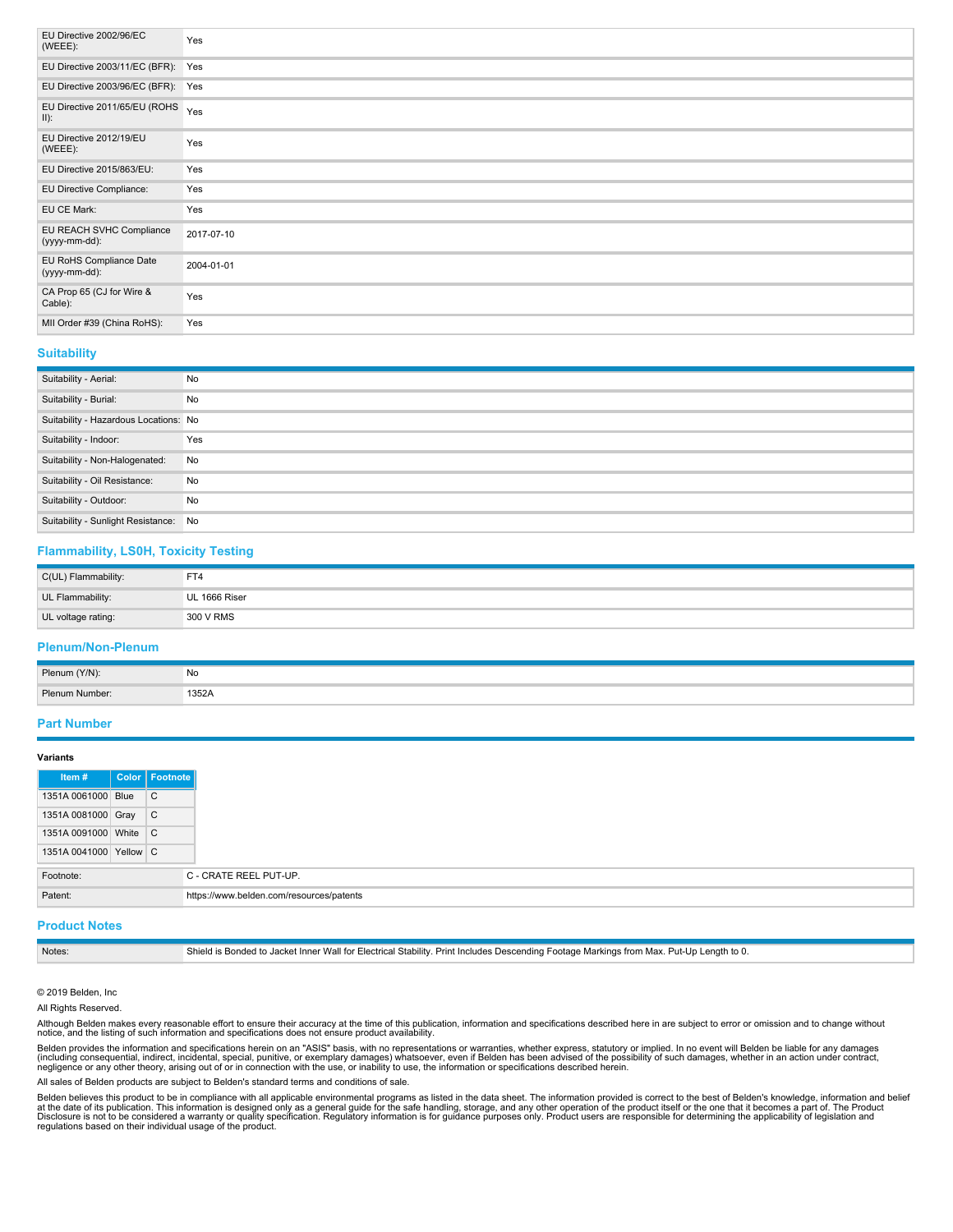| | |
|---|---|
| EU Directive 2002/96/EC (WEEE): | Yes |
| EU Directive 2003/11/EC (BFR): | Yes |
| EU Directive 2003/96/EC (BFR): | Yes |
| EU Directive 2011/65/EU (ROHS II): | Yes |
| EU Directive 2012/19/EU (WEEE): | Yes |
| EU Directive 2015/863/EU: | Yes |
| EU Directive Compliance: | Yes |
| EU CE Mark: | Yes |
| EU REACH SVHC Compliance (yyyy-mm-dd): | 2017-07-10 |
| EU RoHS Compliance Date (yyyy-mm-dd): | 2004-01-01 |
| CA Prop 65 (CJ for Wire & Cable): | Yes |
| MII Order #39 (China RoHS): | Yes |

## Suitability

| | |
|---|---|
| Suitability - Aerial: | No |
| Suitability - Burial: | No |
| Suitability - Hazardous Locations: | No |
| Suitability - Indoor: | Yes |
| Suitability - Non-Halogenated: | No |
| Suitability - Oil Resistance: | No |
| Suitability - Outdoor: | No |
| Suitability - Sunlight Resistance: | No |

## Flammability, LS0H, Toxicity Testing

| | |
|---|---|
| C(UL) Flammability: | FT4 |
| UL Flammability: | UL 1666 Riser |
| UL voltage rating: | 300 V RMS |

## Plenum/Non-Plenum

| | |
|---|---|
| Plenum (Y/N): | No |
| Plenum Number: | 1352A |

## Part Number

**Variants**

| Item # | Color | Footnote |
|---|---|---|
| 1351A 0061000 | Blue | C |
| 1351A 0081000 | Gray | C |
| 1351A 0091000 | White | C |
| 1351A 0041000 | Yellow | C |

| | |
|---|---|
| Footnote: | C - CRATE REEL PUT-UP. |
| Patent: | https://www.belden.com/resources/patents |

## Product Notes

| | |
|---|---|
| Notes: | Shield is Bonded to Jacket Inner Wall for Electrical Stability. Print Includes Descending Footage Markings from Max. Put-Up Length to 0. |

© 2019 Belden, Inc

All Rights Reserved.

Although Belden makes every reasonable effort to ensure their accuracy at the time of this publication, information and specifications described here in are subject to error or omission and to change without notice, and the listing of such information and specifications does not ensure product availability.

Belden provides the information and specifications herein on an "ASIS" basis, with no representations or warranties, whether express, statutory or implied. In no event will Belden be liable for any damages (including consequential, indirect, incidental, special, punitive, or exemplary damages) whatsoever, even if Belden has been advised of the possibility of such damages, whether in an action under contract, negligence or any other theory, arising out of or in connection with the use, or inability to use, the information or specifications described herein.

All sales of Belden products are subject to Belden's standard terms and conditions of sale.

Belden believes this product to be in compliance with all applicable environmental programs as listed in the data sheet. The information provided is correct to the best of Belden's knowledge, information and belief at the date of its publication. This information is designed only as a general guide for the safe handling, storage, and any other operation of the product itself or the one that it becomes a part of. The Product Disclosure is not to be considered a warranty or quality specification. Regulatory information is for guidance purposes only. Product users are responsible for determining the applicability of legislation and regulations based on their individual usage of the product.